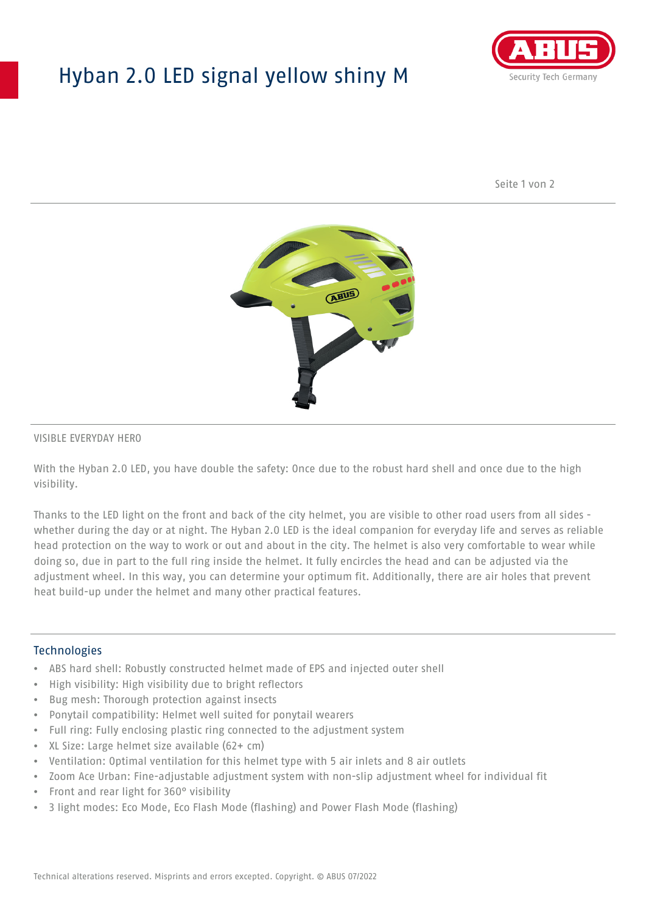# Hyban 2.0 LED signal yellow shiny M

VISIBLE EVERYDAY HERO

With the Hyban 2.0 LED, you have double the safety: Once due to the robust hard shell and once due to the high visibility.

Thanks to the LED light on the front and back of the city helmet, you are visible to other road users from all sides - whether during the day or at night. The Hyban 2.0 LED is the ideal companion for everyday life and serves as reliable head protection on the way to work or out and about in the city. The helmet is also very comfortable to wear while doing so, due in part to the full ring inside the helmet. It fully encircles the head and can be adjusted via the adjustment wheel. In this way, you can determine your optimum fit. Additionally, there are air holes that prevent heat build-up under the helmet and many other practical features.

## Technologies

- ABS hard shell: Robustly constructed helmet made of EPS and injected outer shell
- High visibility: High visibility due to bright reflectors
- Bug mesh: Thorough protection against insects
- Ponytail compatibility: Helmet well suited for ponytail wearers
- Full ring: Fully enclosing plastic ring connected to the adjustment system
- XL Size: Large helmet size available (62+ cm)
- Ventilation: Optimal ventilation for this helmet type with 5 air inlets and 8 air outlets
- Zoom Ace Urban: Fine-adjustable adjustment system with non-slip adjustment wheel for individual fit
- Front and rear light for 360° visibility
- 3 light modes: Eco Mode, Eco Flash Mode (flashing) and Power Flash Mode (flashing)

Technical alterations reserved. Misprints and errors excepted. Copyright. © ABUS 07/2022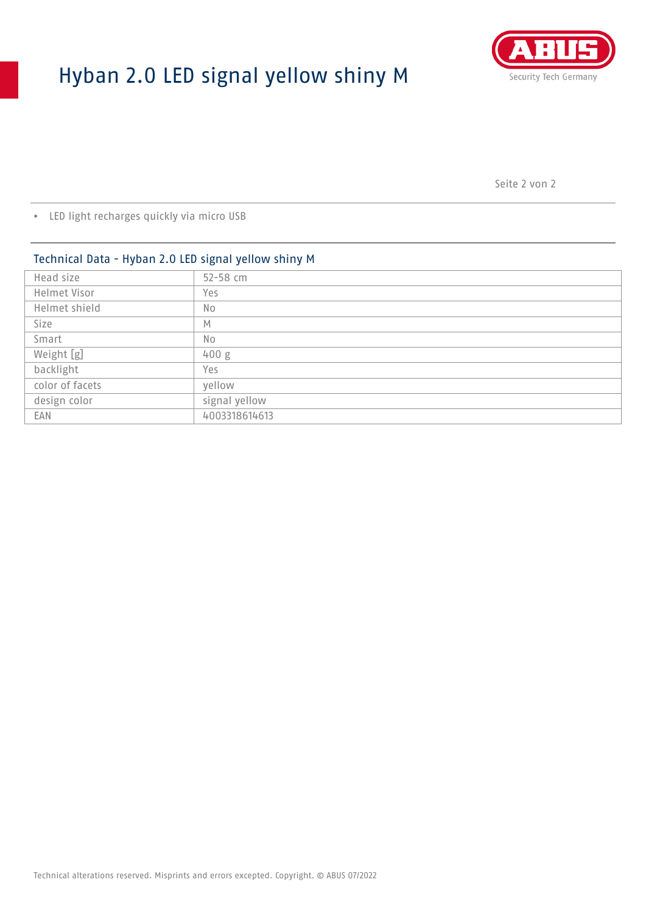- LED light recharges quickly via micro USB

## Technical Data - Hyban 2.0 LED signal yellow shiny M

| | |
|---|---|
| Head size | 52-58 cm |
| Helmet Visor | Yes |
| Helmet shield | No |
| Size | M |
| Smart | No |
| Weight [g] | 400 g |
| backlight | Yes |
| color of facets | yellow |
| design color | signal yellow |
| EAN | 4003318614613 |

Technical alterations reserved. Misprints and errors excepted. Copyright. © ABUS 07/2022